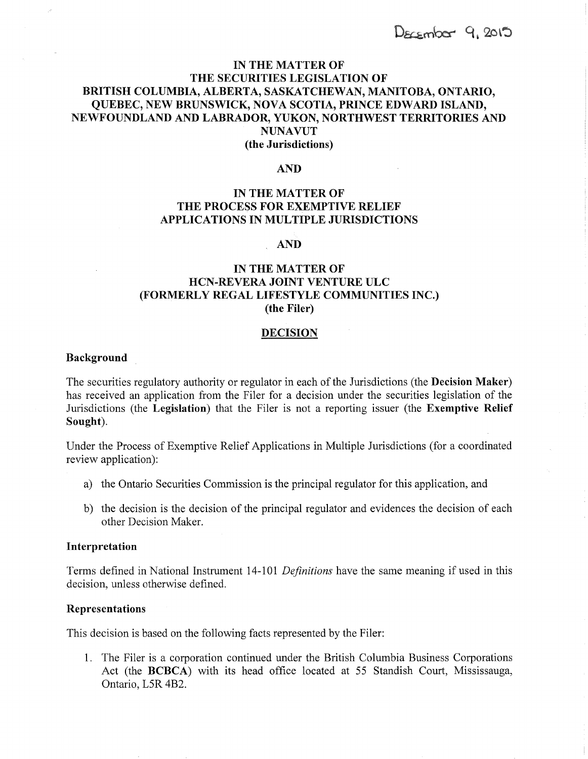December 9, 2015

**IN THE MATTER OF**
**THE SECURITIES LEGISLATION OF**
**BRITISH COLUMBIA, ALBERTA, SASKATCHEWAN, MANITOBA, ONTARIO, QUEBEC, NEW BRUNSWICK, NOVA SCOTIA, PRINCE EDWARD ISLAND, NEWFOUNDLAND AND LABRADOR, YUKON, NORTHWEST TERRITORIES AND NUNAVUT**
**(the Jurisdictions)**

**AND**

**IN THE MATTER OF**
**THE PROCESS FOR EXEMPTIVE RELIEF APPLICATIONS IN MULTIPLE JURISDICTIONS**

**AND**

**IN THE MATTER OF**
**HCN-REVERA JOINT VENTURE ULC**
**(FORMERLY REGAL LIFESTYLE COMMUNITIES INC.)**
**(the Filer)**

## DECISION

### Background

The securities regulatory authority or regulator in each of the Jurisdictions (the **Decision Maker**) has received an application from the Filer for a decision under the securities legislation of the Jurisdictions (the **Legislation**) that the Filer is not a reporting issuer (the **Exemptive Relief Sought**).

Under the Process of Exemptive Relief Applications in Multiple Jurisdictions (for a coordinated review application):

a) the Ontario Securities Commission is the principal regulator for this application, and

b) the decision is the decision of the principal regulator and evidences the decision of each other Decision Maker.

### Interpretation

Terms defined in National Instrument 14-101 *Definitions* have the same meaning if used in this decision, unless otherwise defined.

### Representations

This decision is based on the following facts represented by the Filer:

1. The Filer is a corporation continued under the British Columbia Business Corporations Act (the **BCBCA**) with its head office located at 55 Standish Court, Mississauga, Ontario, L5R 4B2.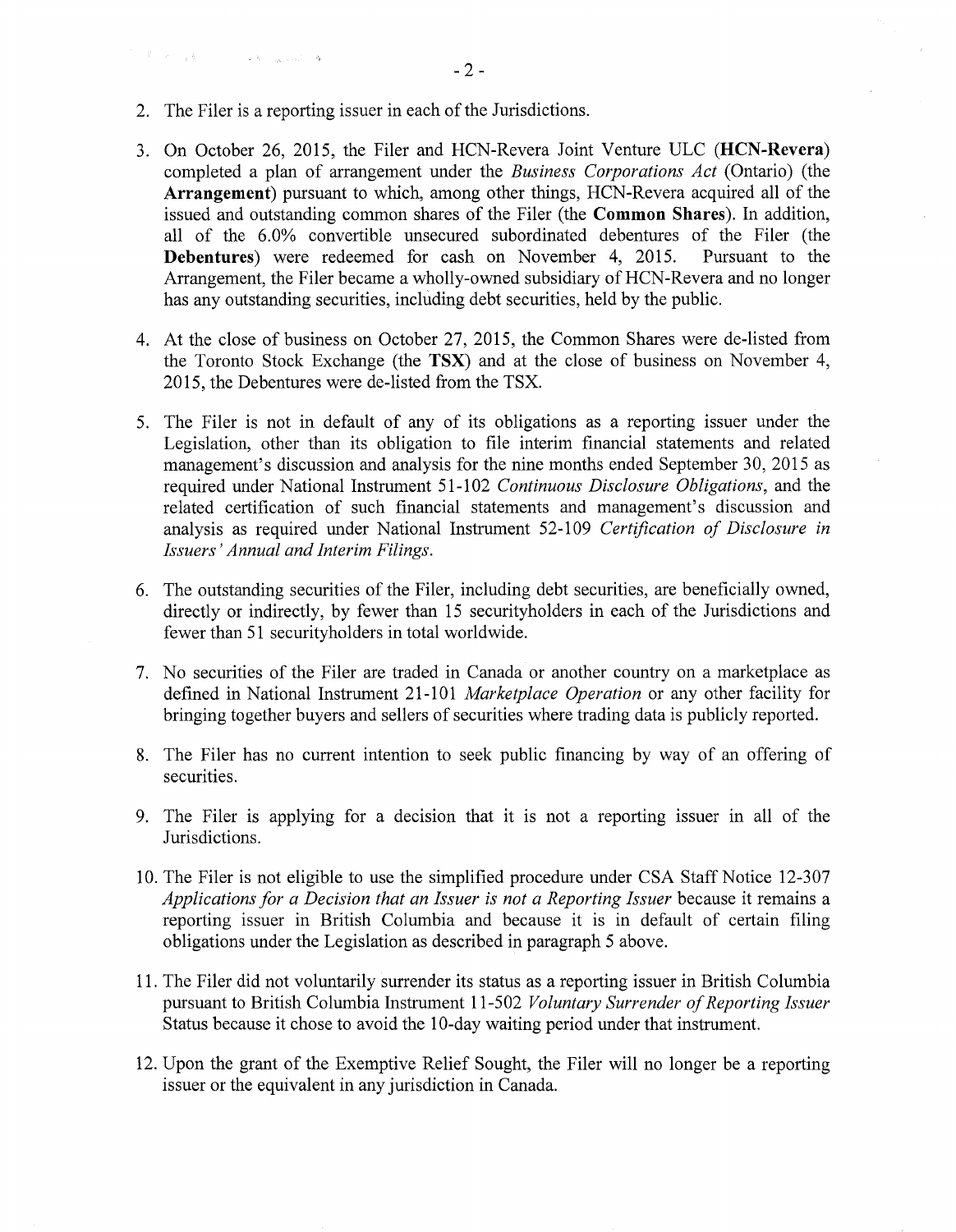2. The Filer is a reporting issuer in each of the Jurisdictions.

3. On October 26, 2015, the Filer and HCN-Revera Joint Venture ULC (**HCN-Revera**) completed a plan of arrangement under the *Business Corporations Act* (Ontario) (the **Arrangement**) pursuant to which, among other things, HCN-Revera acquired all of the issued and outstanding common shares of the Filer (the **Common Shares**). In addition, all of the 6.0% convertible unsecured subordinated debentures of the Filer (the **Debentures**) were redeemed for cash on November 4, 2015. Pursuant to the Arrangement, the Filer became a wholly-owned subsidiary of HCN-Revera and no longer has any outstanding securities, including debt securities, held by the public.

4. At the close of business on October 27, 2015, the Common Shares were de-listed from the Toronto Stock Exchange (the **TSX**) and at the close of business on November 4, 2015, the Debentures were de-listed from the TSX.

5. The Filer is not in default of any of its obligations as a reporting issuer under the Legislation, other than its obligation to file interim financial statements and related management's discussion and analysis for the nine months ended September 30, 2015 as required under National Instrument 51-102 *Continuous Disclosure Obligations*, and the related certification of such financial statements and management's discussion and analysis as required under National Instrument 52-109 *Certification of Disclosure in Issuers' Annual and Interim Filings*.

6. The outstanding securities of the Filer, including debt securities, are beneficially owned, directly or indirectly, by fewer than 15 securityholders in each of the Jurisdictions and fewer than 51 securityholders in total worldwide.

7. No securities of the Filer are traded in Canada or another country on a marketplace as defined in National Instrument 21-101 *Marketplace Operation* or any other facility for bringing together buyers and sellers of securities where trading data is publicly reported.

8. The Filer has no current intention to seek public financing by way of an offering of securities.

9. The Filer is applying for a decision that it is not a reporting issuer in all of the Jurisdictions.

10. The Filer is not eligible to use the simplified procedure under CSA Staff Notice 12-307 *Applications for a Decision that an Issuer is not a Reporting Issuer* because it remains a reporting issuer in British Columbia and because it is in default of certain filing obligations under the Legislation as described in paragraph 5 above.

11. The Filer did not voluntarily surrender its status as a reporting issuer in British Columbia pursuant to British Columbia Instrument 11-502 *Voluntary Surrender of Reporting Issuer* Status because it chose to avoid the 10-day waiting period under that instrument.

12. Upon the grant of the Exemptive Relief Sought, the Filer will no longer be a reporting issuer or the equivalent in any jurisdiction in Canada.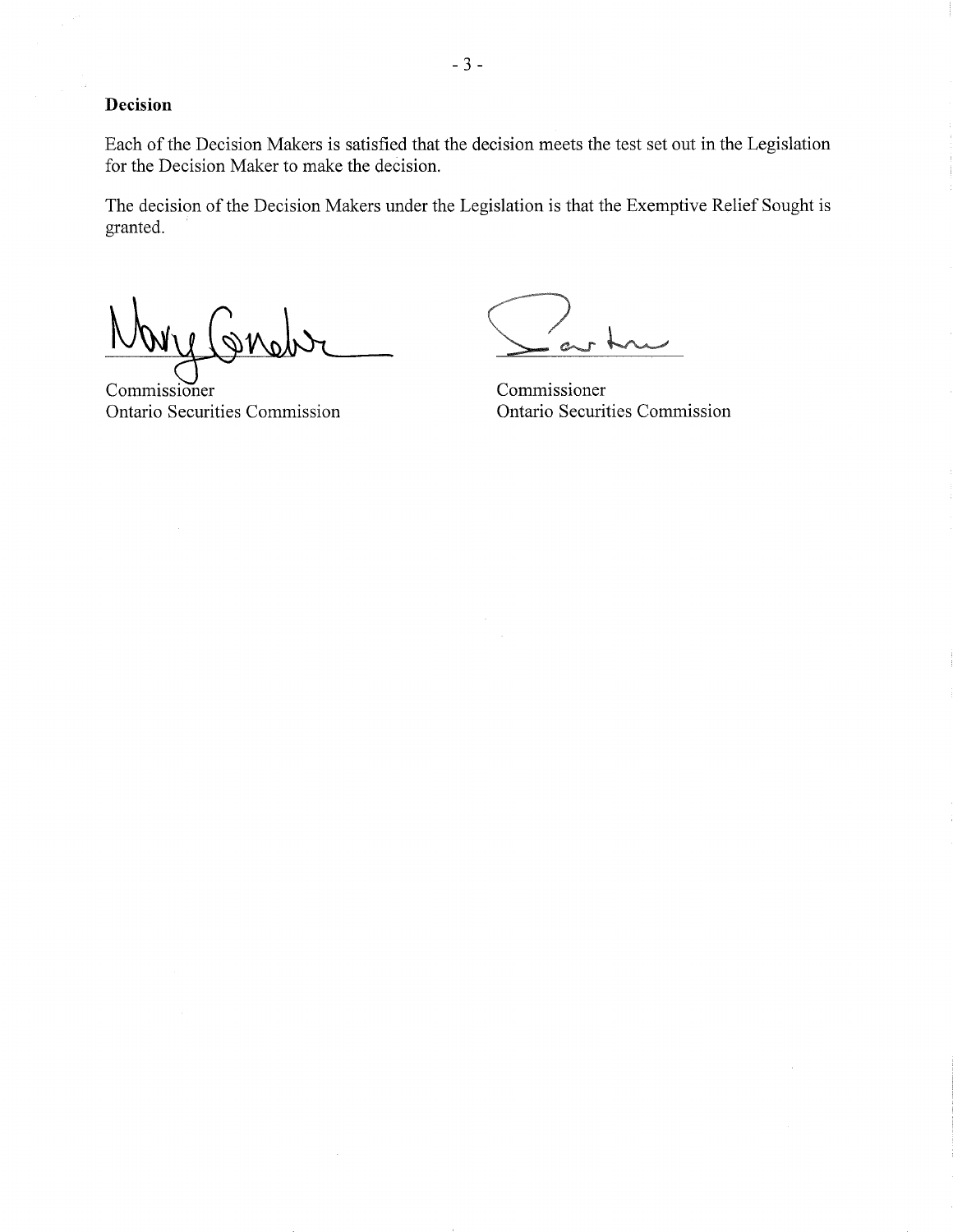**Decision**

Each of the Decision Makers is satisfied that the decision meets the test set out in the Legislation for the Decision Maker to make the decision.

The decision of the Decision Makers under the Legislation is that the Exemptive Relief Sought is granted.

Commissioner
Ontario Securities Commission

Commissioner
Ontario Securities Commission